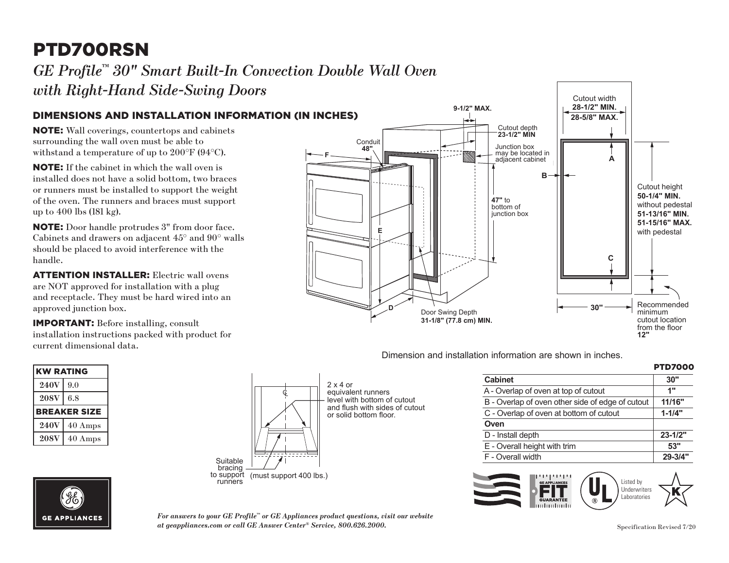# PTD700RSN

*GE Profile™ 30" Smart Built-In Convection Double Wall Oven with Right-Hand Side-Swing Doors*

## DIMENSIONS AND INSTALLATION INFORMATION (IN INCHES)

**NOTE:** Wall coverings, countertops and cabinets surrounding the wall oven must be able to withstand a temperature of up to 200°F (94°C).

**NOTE:** If the cabinet in which the wall oven is installed does not have a solid bottom, two braces or runners must be installed to support the weight of the oven. The runners and braces must support up to 400 lbs (181 kg).

**NOTE:** Door handle protrudes 3" from door face. Cabinets and drawers on adjacent 45° and 90° walls should be placed to avoid interference with the handle.

**ATTENTION INSTALLER:** Electric wall ovens are NOT approved for installation with a plug and receptacle. They must be hard wired into an approved junction box.

**IMPORTANT:** Before installing, consult installation instructions packed with product for current dimensional data.

9-1/2" MAX.

Conduit 48"

F

Cutout depth **23-1/2" MIN**

Junction box may be located in adjacent cabinet

**47"** to bottom of junction box

E

D

Door Swing Depth **31-1/8" (77.8 cm) MIN.**

Cutout width **28-1/2" MIN.** **28-5/8" MAX.**

A

B

Cutout height **50-1/4" MIN.** without pedestal **51-13/16" MIN.** **51-15/16" MAX.** with pedestal

C

30"

Recommended minimum cutout location from the floor **12"**

Dimension and installation information are shown in inches.

| KW RATING | |
|---|---|
| 240V | 9.0 |
| 208V | 6.8 |
| **BREAKER SIZE** | |
| 240V | 40 Amps |
| 208V | 40 Amps |

2 x 4 or equivalent runners level with bottom of cutout and flush with sides of cutout or solid bottom floor.

Suitable bracing to support runners (must support 400 lbs.)

**PTD7000**

| Cabinet | 30" |
|---|---|
| A - Overlap of oven at top of cutout | 1" |
| B - Overlap of oven other side of edge of cutout | 11/16" |
| C - Overlap of oven at bottom of cutout | 1-1/4" |
| **Oven** | |
| D - Install depth | 23-1/2" |
| E - Overall height with trim | 53" |
| F - Overall width | 29-3/4" |

GE APPLIANCES FIT GUARANTEE

Listed by Underwriters Laboratories

GE APPLIANCES

*For answers to your GE Profile™ or GE Appliances product questions, visit our website at geappliances.com or call GE Answer Center® Service, 800.626.2000.*

Specification Revised 7/20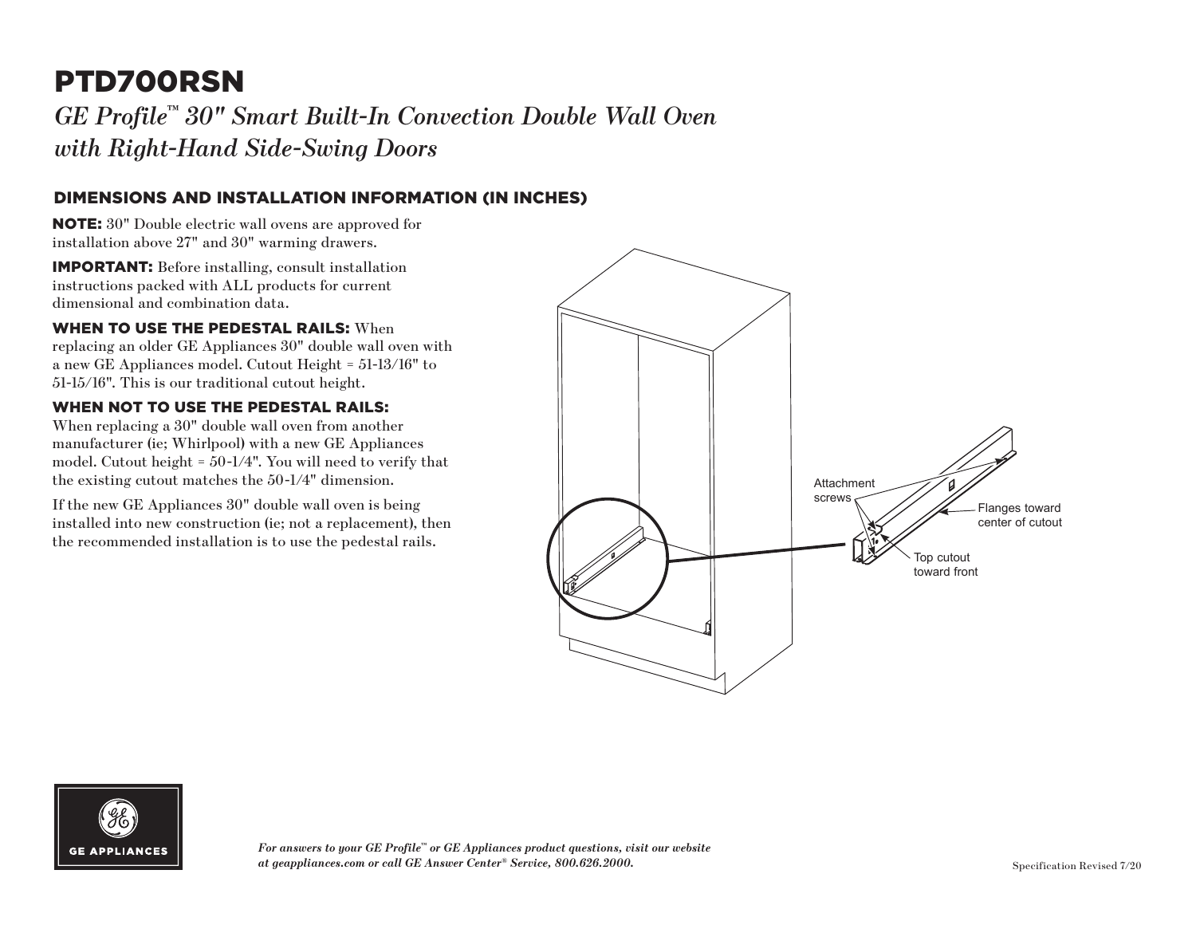# PTD700RSN

*GE Profile™ 30" Smart Built-In Convection Double Wall Oven with Right-Hand Side-Swing Doors*

## DIMENSIONS AND INSTALLATION INFORMATION (IN INCHES)

**NOTE:** 30" Double electric wall ovens are approved for installation above 27" and 30" warming drawers.

**IMPORTANT:** Before installing, consult installation instructions packed with ALL products for current dimensional and combination data.

**WHEN TO USE THE PEDESTAL RAILS:** When replacing an older GE Appliances 30" double wall oven with a new GE Appliances model. Cutout Height = 51-13/16" to 51-15/16". This is our traditional cutout height.

**WHEN NOT TO USE THE PEDESTAL RAILS:** When replacing a 30" double wall oven from another manufacturer (ie; Whirlpool) with a new GE Appliances model. Cutout height = 50-1/4". You will need to verify that the existing cutout matches the 50-1/4" dimension.

If the new GE Appliances 30" double wall oven is being installed into new construction (ie; not a replacement), then the recommended installation is to use the pedestal rails.

Attachment screws

Flanges toward center of cutout

Top cutout toward front

*For answers to your GE Profile™ or GE Appliances product questions, visit our website at geappliances.com or call GE Answer Center® Service, 800.626.2000.*

Specification Revised 7/20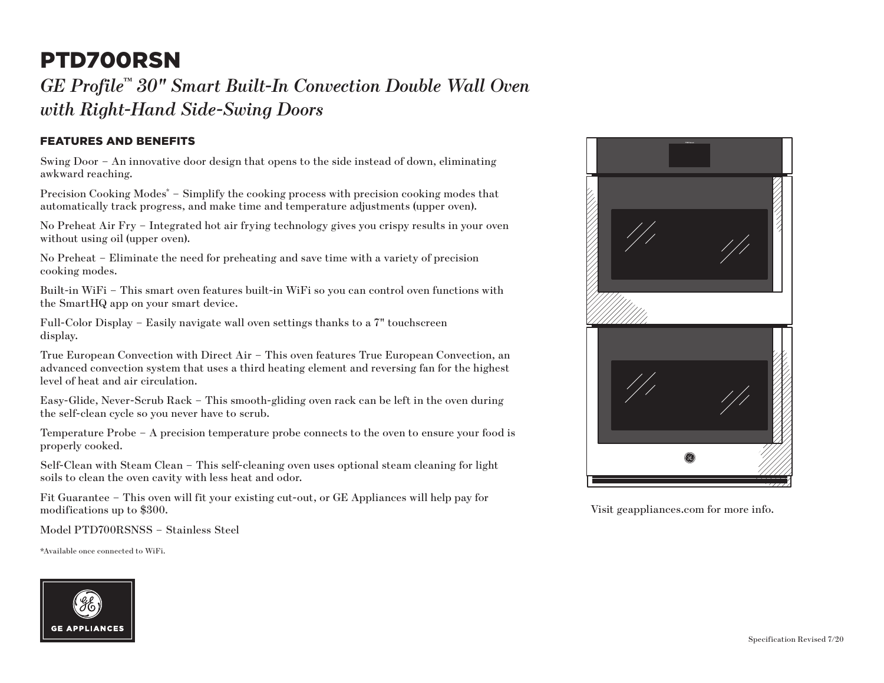# PTD700RSN

*GE Profile™ 30" Smart Built-In Convection Double Wall Oven with Right-Hand Side-Swing Doors*

## FEATURES AND BENEFITS

Swing Door – An innovative door design that opens to the side instead of down, eliminating awkward reaching.

Precision Cooking Modes* – Simplify the cooking process with precision cooking modes that automatically track progress, and make time and temperature adjustments (upper oven).

No Preheat Air Fry – Integrated hot air frying technology gives you crispy results in your oven without using oil (upper oven).

No Preheat – Eliminate the need for preheating and save time with a variety of precision cooking modes.

Built-in WiFi – This smart oven features built-in WiFi so you can control oven functions with the SmartHQ app on your smart device.

Full-Color Display – Easily navigate wall oven settings thanks to a 7" touchscreen display.

True European Convection with Direct Air – This oven features True European Convection, an advanced convection system that uses a third heating element and reversing fan for the highest level of heat and air circulation.

Easy-Glide, Never-Scrub Rack – This smooth-gliding oven rack can be left in the oven during the self-clean cycle so you never have to scrub.

Temperature Probe – A precision temperature probe connects to the oven to ensure your food is properly cooked.

Self-Clean with Steam Clean – This self-cleaning oven uses optional steam cleaning for light soils to clean the oven cavity with less heat and odor.

Fit Guarantee – This oven will fit your existing cut-out, or GE Appliances will help pay for modifications up to $300.

Model PTD700RSNSS – Stainless Steel

*Available once connected to WiFi.

Visit geappliances.com for more info.

GE APPLIANCES

Specification Revised 7/20